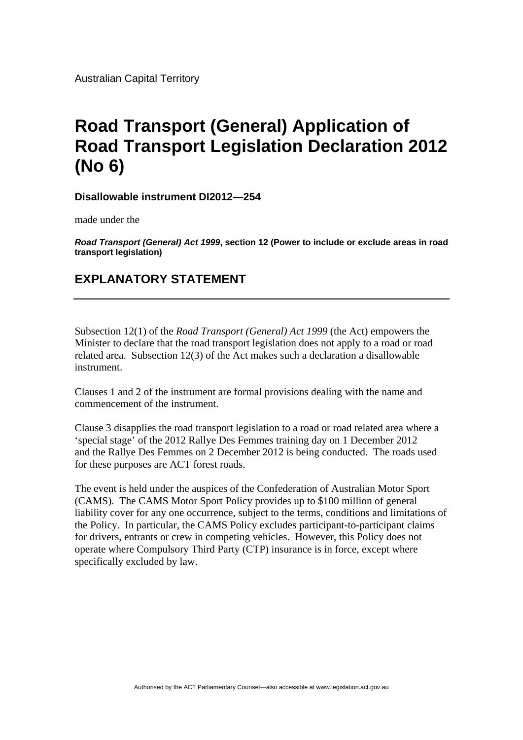Australian Capital Territory

# Road Transport (General) Application of Road Transport Legislation Declaration 2012 (No 6)

**Disallowable instrument DI2012—254**

made under the

***Road Transport (General) Act 1999*, section 12 (Power to include or exclude areas in road transport legislation)**

## EXPLANATORY STATEMENT

---

Subsection 12(1) of the *Road Transport (General) Act 1999* (the Act) empowers the Minister to declare that the road transport legislation does not apply to a road or road related area. Subsection 12(3) of the Act makes such a declaration a disallowable instrument.

Clauses 1 and 2 of the instrument are formal provisions dealing with the name and commencement of the instrument.

Clause 3 disapplies the road transport legislation to a road or road related area where a 'special stage' of the 2012 Rallye Des Femmes training day on 1 December 2012 and the Rallye Des Femmes on 2 December 2012 is being conducted. The roads used for these purposes are ACT forest roads.

The event is held under the auspices of the Confederation of Australian Motor Sport (CAMS). The CAMS Motor Sport Policy provides up to $100 million of general liability cover for any one occurrence, subject to the terms, conditions and limitations of the Policy. In particular, the CAMS Policy excludes participant-to-participant claims for drivers, entrants or crew in competing vehicles. However, this Policy does not operate where Compulsory Third Party (CTP) insurance is in force, except where specifically excluded by law.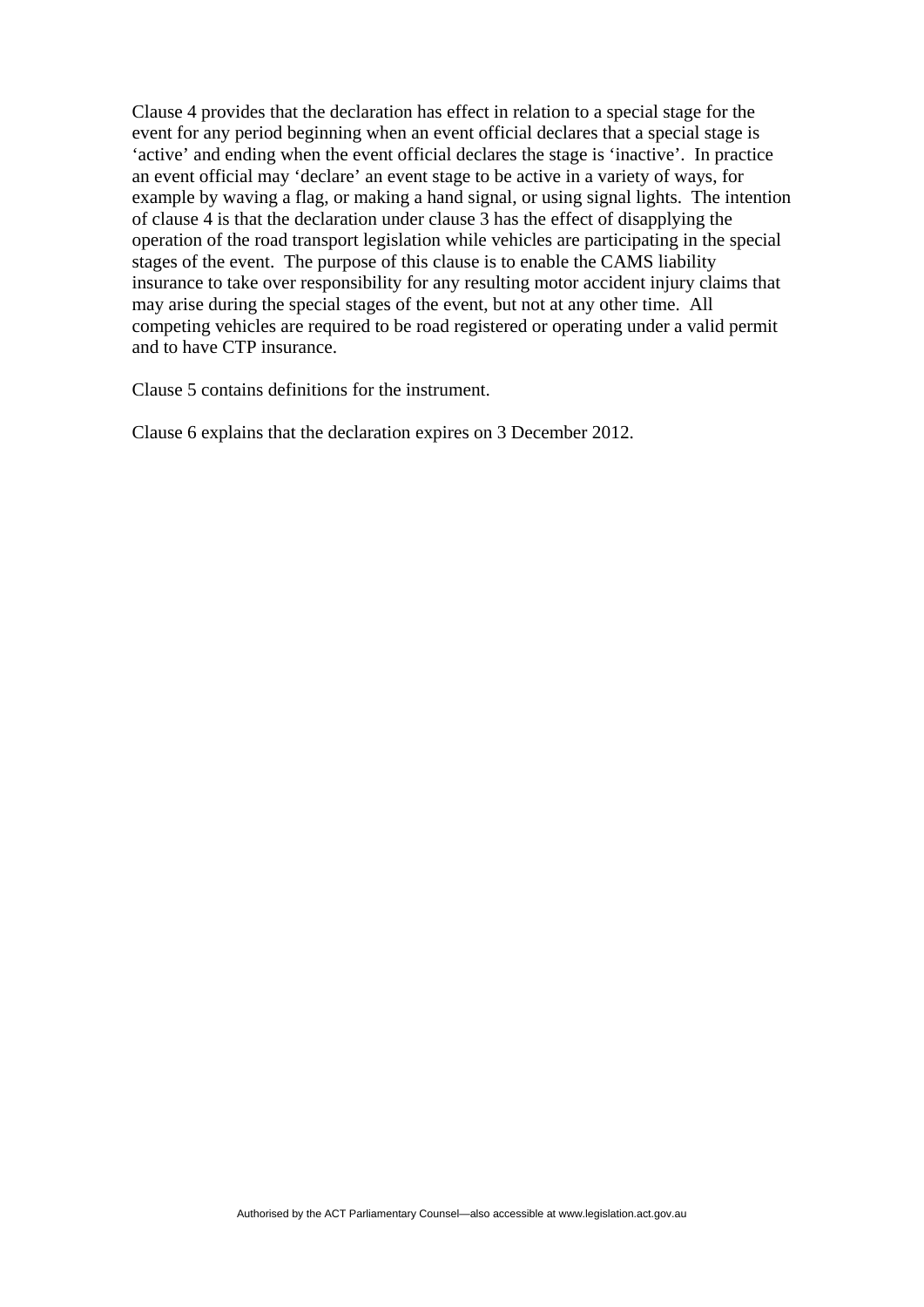Clause 4 provides that the declaration has effect in relation to a special stage for the event for any period beginning when an event official declares that a special stage is 'active' and ending when the event official declares the stage is 'inactive'. In practice an event official may 'declare' an event stage to be active in a variety of ways, for example by waving a flag, or making a hand signal, or using signal lights. The intention of clause 4 is that the declaration under clause 3 has the effect of disapplying the operation of the road transport legislation while vehicles are participating in the special stages of the event. The purpose of this clause is to enable the CAMS liability insurance to take over responsibility for any resulting motor accident injury claims that may arise during the special stages of the event, but not at any other time. All competing vehicles are required to be road registered or operating under a valid permit and to have CTP insurance.

Clause 5 contains definitions for the instrument.

Clause 6 explains that the declaration expires on 3 December 2012.